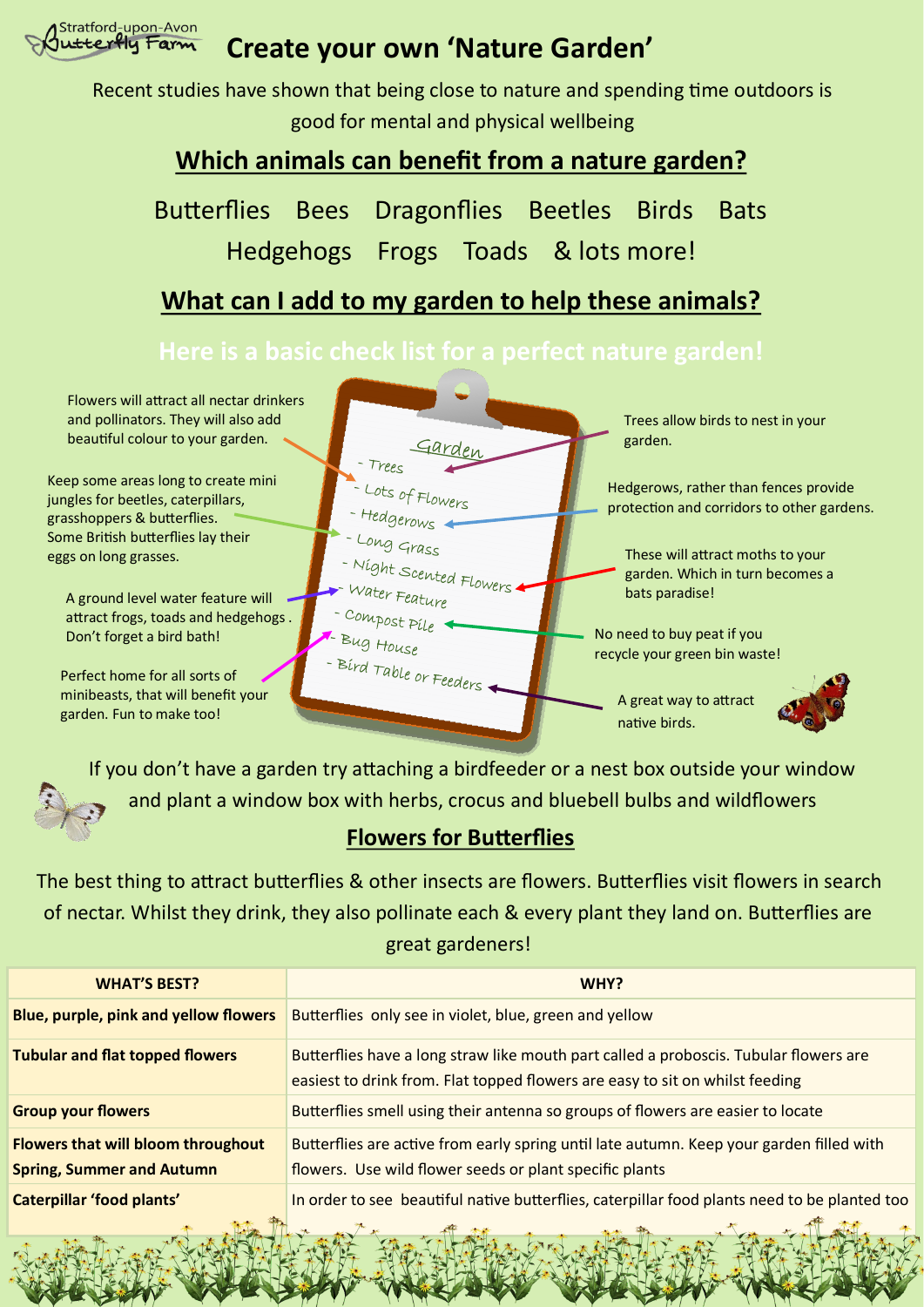Stratford-upon-Avon Butterfly Farm

# Create your own 'Nature Garden'

Recent studies have shown that being close to nature and spending time outdoors is good for mental and physical wellbeing

## Which animals can benefit from a nature garden?

Butterflies Bees Dragonflies Beetles Birds Bats Hedgehogs Frogs Toads & lots more!

## What can I add to my garden to help these animals?

### Here is a basic check list for a perfect nature garden!

Garden

- Trees — Trees allow birds to nest in your garden.
- Lots of Flowers — Flowers will attract all nectar drinkers and pollinators. They will also add beautiful colour to your garden.
- Hedgerows — Hedgerows, rather than fences provide protection and corridors to other gardens.
- Long Grass — Keep some areas long to create mini jungles for beetles, caterpillars, grasshoppers & butterflies. Some British butterflies lay their eggs on long grasses.
- Night Scented Flowers — These will attract moths to your garden. Which in turn becomes a bats paradise!
- Water Feature — A ground level water feature will attract frogs, toads and hedgehogs . Don't forget a bird bath!
- Compost Pile — No need to buy peat if you recycle your green bin waste!
- Bug House — Perfect home for all sorts of minibeasts, that will benefit your garden. Fun to make too!
- Bird Table or Feeders — A great way to attract native birds.

If you don't have a garden try attaching a birdfeeder or a nest box outside your window and plant a window box with herbs, crocus and bluebell bulbs and wildflowers

## Flowers for Butterflies

The best thing to attract butterflies & other insects are flowers. Butterflies visit flowers in search of nectar. Whilst they drink, they also pollinate each & every plant they land on. Butterflies are great gardeners!

| WHAT'S BEST? | WHY? |
|---|---|
| **Blue, purple, pink and yellow flowers** | Butterflies only see in violet, blue, green and yellow |
| **Tubular and flat topped flowers** | Butterflies have a long straw like mouth part called a proboscis. Tubular flowers are easiest to drink from. Flat topped flowers are easy to sit on whilst feeding |
| **Group your flowers** | Butterflies smell using their antenna so groups of flowers are easier to locate |
| **Flowers that will bloom throughout Spring, Summer and Autumn** | Butterflies are active from early spring until late autumn. Keep your garden filled with flowers. Use wild flower seeds or plant specific plants |
| **Caterpillar 'food plants'** | In order to see beautiful native butterflies, caterpillar food plants need to be planted too |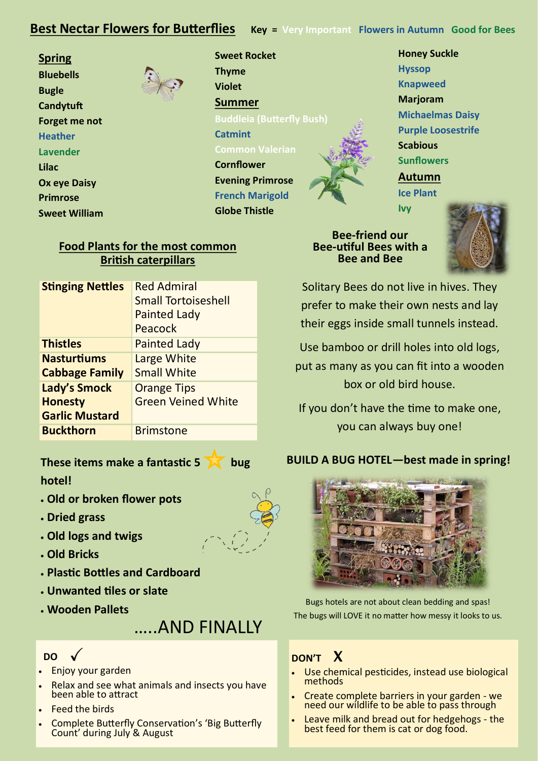## Best Nectar Flowers for Butterflies

**Key = Very Important  Flowers in Autumn  Good for Bees**

**Spring**
- Bluebells
- Bugle
- Candytuft
- Forget me not
- Heather
- Lavender
- Lilac
- Ox eye Daisy
- Primrose
- Sweet William
- Sweet Rocket
- Thyme
- Violet

**Summer**
- Buddleia (Butterfly Bush)
- Catmint
- Common Valerian
- Cornflower
- Evening Primrose
- French Marigold
- Globe Thistle
- Honey Suckle
- Hyssop
- Knapweed
- Marjoram
- Michaelmas Daisy
- Purple Loosestrife
- Scabious
- Sunflowers

**Autumn**
- Ice Plant
- Ivy

## Food Plants for the most common British caterpillars

| | |
|---|---|
| **Stinging Nettles** | Red Admiral<br>Small Tortoiseshell<br>Painted Lady<br>Peacock |
| **Thistles** | Painted Lady |
| **Nasturtiums**<br>**Cabbage Family** | Large White<br>Small White |
| **Lady's Smock**<br>**Honesty**<br>**Garlic Mustard** | Orange Tips<br>Green Veined White |
| **Buckthorn** | Brimstone |

## Bee-friend our Bee-utiful Bees with a Bee and Bee

Solitary Bees do not live in hives. They prefer to make their own nests and lay their eggs inside small tunnels instead.

Use bamboo or drill holes into old logs, put as many as you can fit into a wooden box or old bird house.

If you don't have the time to make one, you can always buy one!

**These items make a fantastic 5 ★ bug hotel!**

- **Old or broken flower pots**
- **Dried grass**
- **Old logs and twigs**
- **Old Bricks**
- **Plastic Bottles and Cardboard**
- **Unwanted tiles or slate**
- **Wooden Pallets**

## BUILD A BUG HOTEL—best made in spring!

Bugs hotels are not about clean bedding and spas! The bugs will LOVE it no matter how messy it looks to us.

## .....AND FINALLY

**DO ✓**
- Enjoy your garden
- Relax and see what animals and insects you have been able to attract
- Feed the birds
- Complete Butterfly Conservation's 'Big Butterfly Count' during July & August

**DON'T X**
- Use chemical pesticides, instead use biological methods
- Create complete barriers in your garden - we need our wildlife to be able to pass through
- Leave milk and bread out for hedgehogs - the best feed for them is cat or dog food.